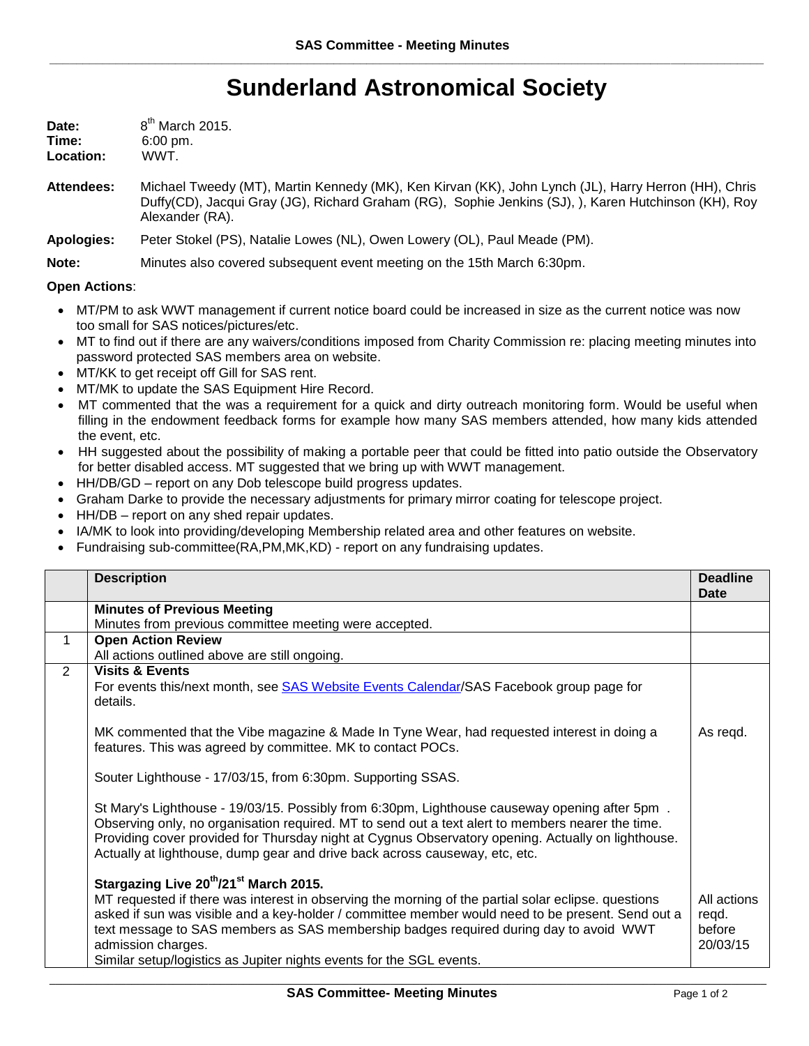# Sunderland Astronomical Society

**Date:** 8th March 2015.
**Time:** 6:00 pm.
**Location:** WWT.

**Attendees:** Michael Tweedy (MT), Martin Kennedy (MK), Ken Kirvan (KK), John Lynch (JL), Harry Herron (HH), Chris Duffy(CD), Jacqui Gray (JG), Richard Graham (RG), Sophie Jenkins (SJ), ), Karen Hutchinson (KH), Roy Alexander (RA).

**Apologies:** Peter Stokel (PS), Natalie Lowes (NL), Owen Lowery (OL), Paul Meade (PM).

**Note:** Minutes also covered subsequent event meeting on the 15th March 6:30pm.

**Open Actions**:

- MT/PM to ask WWT management if current notice board could be increased in size as the current notice was now too small for SAS notices/pictures/etc.
- MT to find out if there are any waivers/conditions imposed from Charity Commission re: placing meeting minutes into password protected SAS members area on website.
- MT/KK to get receipt off Gill for SAS rent.
- MT/MK to update the SAS Equipment Hire Record.
- MT commented that the was a requirement for a quick and dirty outreach monitoring form. Would be useful when filling in the endowment feedback forms for example how many SAS members attended, how many kids attended the event, etc.
- HH suggested about the possibility of making a portable peer that could be fitted into patio outside the Observatory for better disabled access. MT suggested that we bring up with WWT management.
- HH/DB/GD – report on any Dob telescope build progress updates.
- Graham Darke to provide the necessary adjustments for primary mirror coating for telescope project.
- HH/DB – report on any shed repair updates.
- IA/MK to look into providing/developing Membership related area and other features on website.
- Fundraising sub-committee(RA,PM,MK,KD) - report on any fundraising updates.

| | Description | Deadline Date |
|---|---|---|
| | **Minutes of Previous Meeting**<br>Minutes from previous committee meeting were accepted. | |
| 1 | **Open Action Review**<br>All actions outlined above are still ongoing. | |
| 2 | **Visits & Events**<br>For events this/next month, see SAS Website Events Calendar/SAS Facebook group page for details.<br><br>MK commented that the Vibe magazine & Made In Tyne Wear, had requested interest in doing a features. This was agreed by committee. MK to contact POCs.<br><br>Souter Lighthouse - 17/03/15, from 6:30pm. Supporting SSAS.<br><br>St Mary's Lighthouse - 19/03/15. Possibly from 6:30pm, Lighthouse causeway opening after 5pm . Observing only, no organisation required. MT to send out a text alert to members nearer the time. Providing cover provided for Thursday night at Cygnus Observatory opening. Actually on lighthouse. Actually at lighthouse, dump gear and drive back across causeway, etc, etc.<br><br>**Stargazing Live 20th/21st March 2015.**<br>MT requested if there was interest in observing the morning of the partial solar eclipse. questions asked if sun was visible and a key-holder / committee member would need to be present. Send out a text message to SAS members as SAS membership badges required during day to avoid WWT admission charges.<br>Similar setup/logistics as Jupiter nights events for the SGL events. | As reqd.<br><br><br><br><br><br><br><br>All actions reqd. before 20/03/15 |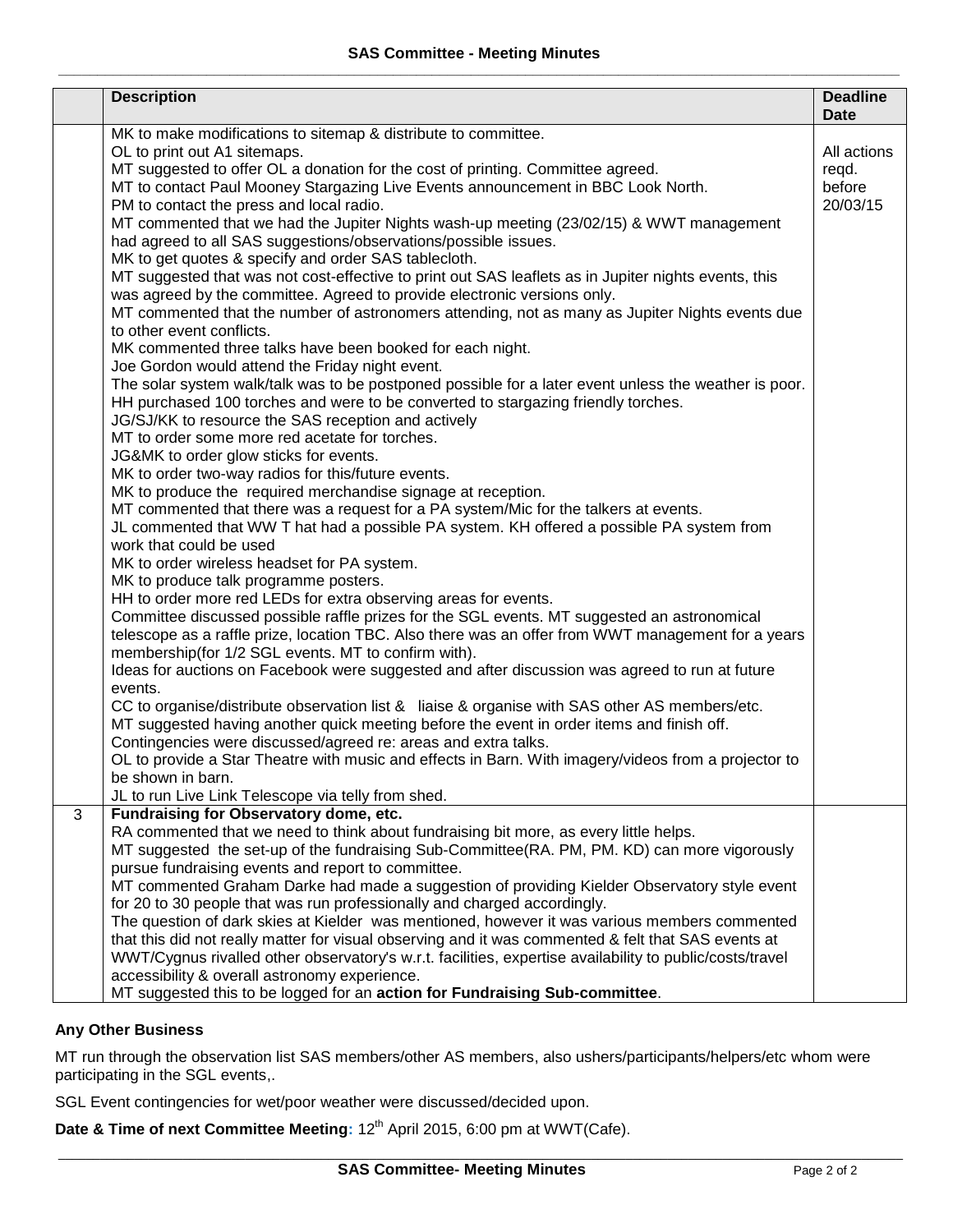| | Description | Deadline Date |
|---|---|---|
| | MK to make modifications to sitemap & distribute to committee.<br>OL to print out A1 sitemaps.<br>MT suggested to offer OL a donation for the cost of printing. Committee agreed.<br>MT to contact Paul Mooney Stargazing Live Events announcement in BBC Look North.<br>PM to contact the press and local radio.<br>MT commented that we had the Jupiter Nights wash-up meeting (23/02/15) & WWT management had agreed to all SAS suggestions/observations/possible issues.<br>MK to get quotes & specify and order SAS tablecloth.<br>MT suggested that was not cost-effective to print out SAS leaflets as in Jupiter nights events, this was agreed by the committee. Agreed to provide electronic versions only.<br>MT commented that the number of astronomers attending, not as many as Jupiter Nights events due to other event conflicts.<br>MK commented three talks have been booked for each night.<br>Joe Gordon would attend the Friday night event.<br>The solar system walk/talk was to be postponed possible for a later event unless the weather is poor.<br>HH purchased 100 torches and were to be converted to stargazing friendly torches.<br>JG/SJ/KK to resource the SAS reception and actively<br>MT to order some more red acetate for torches.<br>JG&MK to order glow sticks for events.<br>MK to order two-way radios for this/future events.<br>MK to produce the required merchandise signage at reception.<br>MT commented that there was a request for a PA system/Mic for the talkers at events.<br>JL commented that WW T hat had a possible PA system. KH offered a possible PA system from work that could be used<br>MK to order wireless headset for PA system.<br>MK to produce talk programme posters.<br>HH to order more red LEDs for extra observing areas for events.<br>Committee discussed possible raffle prizes for the SGL events. MT suggested an astronomical telescope as a raffle prize, location TBC. Also there was an offer from WWT management for a years membership(for 1/2 SGL events. MT to confirm with).<br>Ideas for auctions on Facebook were suggested and after discussion was agreed to run at future events.<br>CC to organise/distribute observation list & liaise & organise with SAS other AS members/etc.<br>MT suggested having another quick meeting before the event in order items and finish off.<br>Contingencies were discussed/agreed re: areas and extra talks.<br>OL to provide a Star Theatre with music and effects in Barn. With imagery/videos from a projector to be shown in barn.<br>JL to run Live Link Telescope via telly from shed. | All actions reqd. before 20/03/15 |
| 3 | **Fundraising for Observatory dome, etc.**<br>RA commented that we need to think about fundraising bit more, as every little helps.<br>MT suggested the set-up of the fundraising Sub-Committee(RA. PM, PM. KD) can more vigorously pursue fundraising events and report to committee.<br>MT commented Graham Darke had made a suggestion of providing Kielder Observatory style event for 20 to 30 people that was run professionally and charged accordingly.<br>The question of dark skies at Kielder was mentioned, however it was various members commented that this did not really matter for visual observing and it was commented & felt that SAS events at WWT/Cygnus rivalled other observatory's w.r.t. facilities, expertise availability to public/costs/travel accessibility & overall astronomy experience.<br>MT suggested this to be logged for an **action for Fundraising Sub-committee**. | |

**Any Other Business**

MT run through the observation list SAS members/other AS members, also ushers/participants/helpers/etc whom were participating in the SGL events,.

SGL Event contingencies for wet/poor weather were discussed/decided upon.

**Date & Time of next Committee Meeting:** 12th April 2015, 6:00 pm at WWT(Cafe).